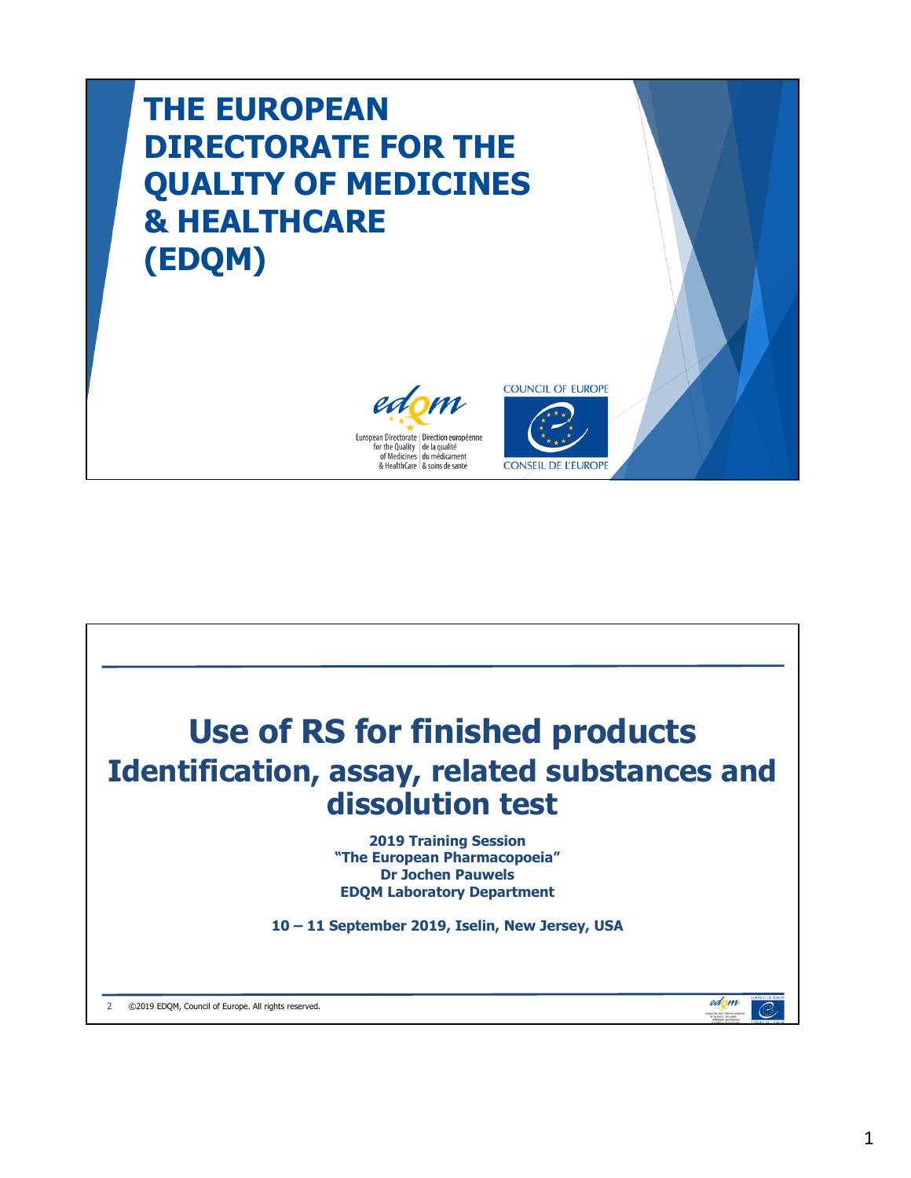# THE EUROPEAN DIRECTORATE FOR THE QUALITY OF MEDICINES & HEALTHCARE (EDQM)

European Directorate for the Quality of Medicines & HealthCare | Direction européenne de la qualité du médicament & soins de santé

COUNCIL OF EUROPE
CONSEIL DE L'EUROPE

# Use of RS for finished products Identification, assay, related substances and dissolution test

**2019 Training Session**
**"The European Pharmacopoeia"**
**Dr Jochen Pauwels**
**EDQM Laboratory Department**

**10 – 11 September 2019, Iselin, New Jersey, USA**

©2019 EDQM, Council of Europe. All rights reserved.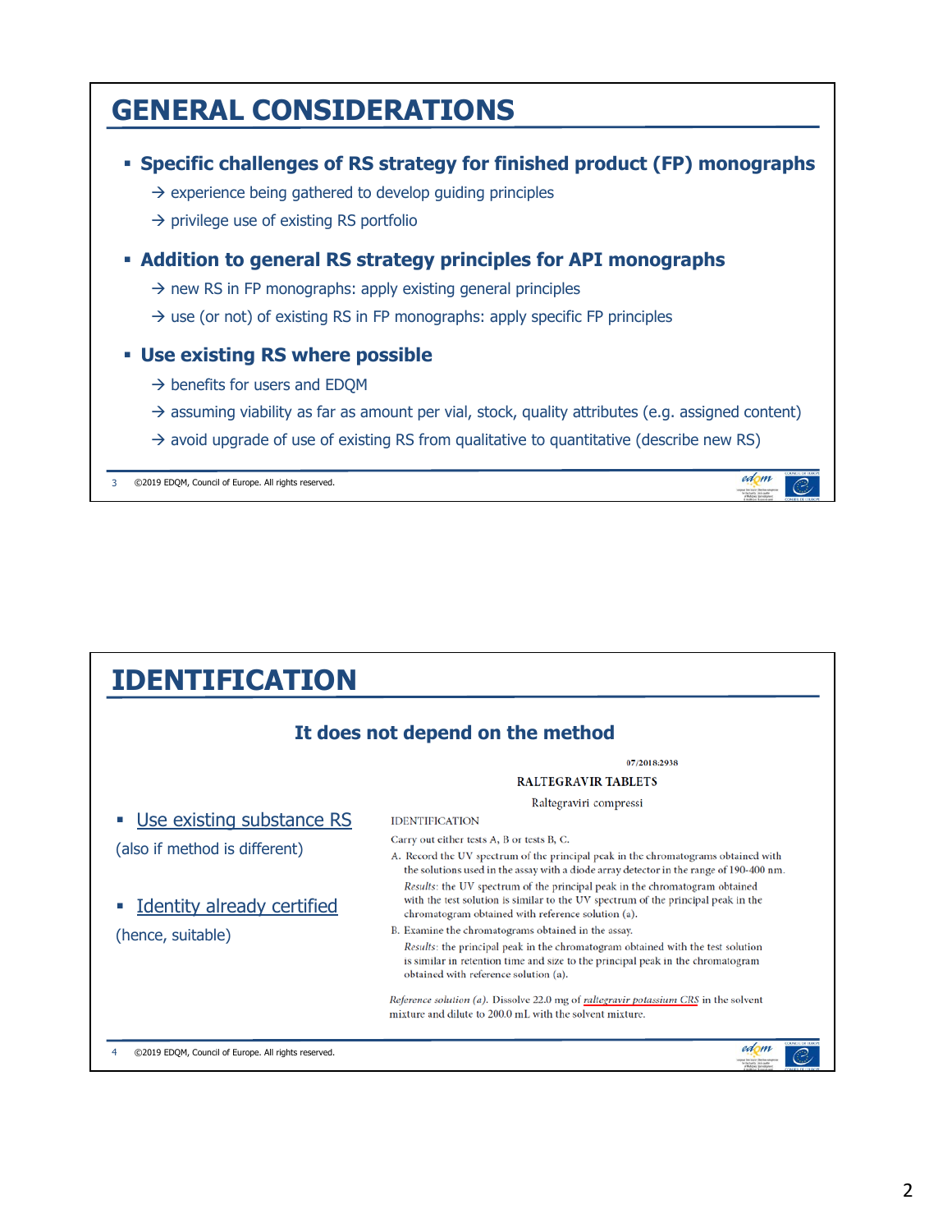# GENERAL CONSIDERATIONS

- **Specific challenges of RS strategy for finished product (FP) monographs**
  - → experience being gathered to develop guiding principles
  - → privilege use of existing RS portfolio
- **Addition to general RS strategy principles for API monographs**
  - → new RS in FP monographs: apply existing general principles
  - → use (or not) of existing RS in FP monographs: apply specific FP principles
- **Use existing RS where possible**
  - → benefits for users and EDQM
  - → assuming viability as far as amount per vial, stock, quality attributes (e.g. assigned content)
  - → avoid upgrade of use of existing RS from qualitative to quantitative (describe new RS)

©2019 EDQM, Council of Europe. All rights reserved.

# IDENTIFICATION

## It does not depend on the method

- Use existing substance RS

(also if method is different)

- Identity already certified

(hence, suitable)

07/2018:2938

RALTEGRAVIR TABLETS

Raltegraviri compressi

IDENTIFICATION

Carry out either tests A, B or tests B, C.

A. Record the UV spectrum of the principal peak in the chromatograms obtained with the solutions used in the assay with a diode array detector in the range of 190-400 nm.

*Results*: the UV spectrum of the principal peak in the chromatogram obtained with the test solution is similar to the UV spectrum of the principal peak in the chromatogram obtained with reference solution (a).

B. Examine the chromatograms obtained in the assay.

*Results*: the principal peak in the chromatogram obtained with the test solution is similar in retention time and size to the principal peak in the chromatogram obtained with reference solution (a).

*Reference solution (a)*. Dissolve 22.0 mg of *raltegravir potassium CRS* in the solvent mixture and dilute to 200.0 mL with the solvent mixture.

©2019 EDQM, Council of Europe. All rights reserved.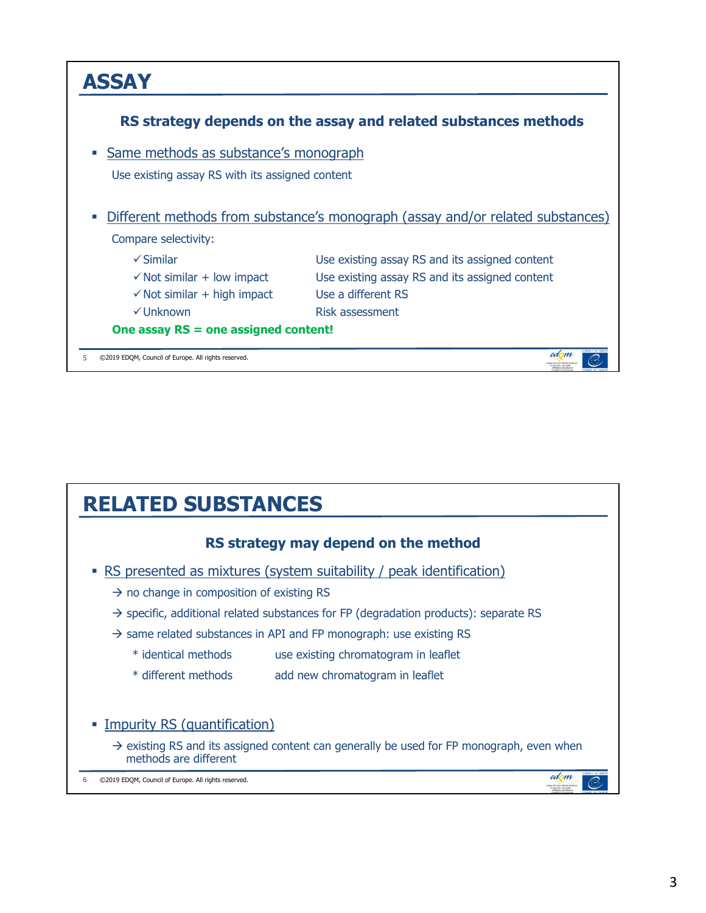# ASSAY

**RS strategy depends on the assay and related substances methods**

- Same methods as substance's monograph

  Use existing assay RS with its assigned content

- Different methods from substance's monograph (assay and/or related substances)

  Compare selectivity:

  | | |
  |---|---|
  | ✓ Similar | Use existing assay RS and its assigned content |
  | ✓ Not similar + low impact | Use existing assay RS and its assigned content |
  | ✓ Not similar + high impact | Use a different RS |
  | ✓ Unknown | Risk assessment |

  **One assay RS = one assigned content!**

©2019 EDQM, Council of Europe. All rights reserved.

# RELATED SUBSTANCES

**RS strategy may depend on the method**

- RS presented as mixtures (system suitability / peak identification)

  → no change in composition of existing RS

  → specific, additional related substances for FP (degradation products): separate RS

  → same related substances in API and FP monograph: use existing RS

  | | |
  |---|---|
  | * identical methods | use existing chromatogram in leaflet |
  | * different methods | add new chromatogram in leaflet |

- Impurity RS (quantification)

  → existing RS and its assigned content can generally be used for FP monograph, even when methods are different

©2019 EDQM, Council of Europe. All rights reserved.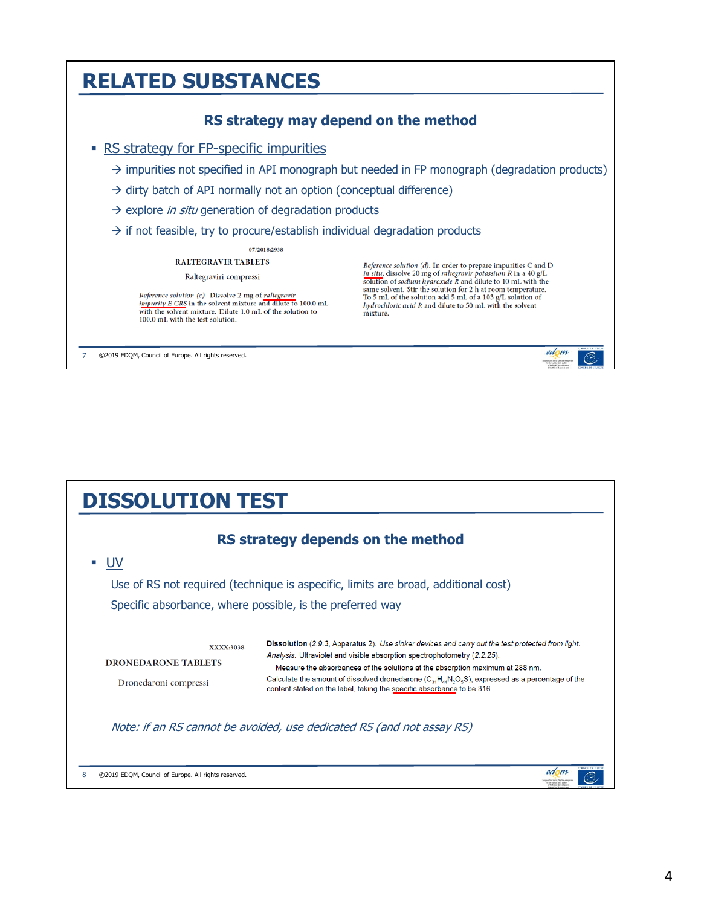# RELATED SUBSTANCES

## RS strategy may depend on the method

- RS strategy for FP-specific impurities
  - → impurities not specified in API monograph but needed in FP monograph (degradation products)
  - → dirty batch of API normally not an option (conceptual difference)
  - → explore *in situ* generation of degradation products
  - → if not feasible, try to procure/establish individual degradation products

07/2018:2938

RALTEGRAVIR TABLETS

Raltegraviri compressi

*Reference solution (c).* Dissolve 2 mg of *raltegravir impurity E CRS* in the solvent mixture and dilute to 100.0 mL with the solvent mixture. Dilute 1.0 mL of the solution to 100.0 mL with the test solution.

*Reference solution (d).* In order to prepare impurities C and D *in situ*, dissolve 20 mg of *raltegravir potassium R* in a 40 g/L solution of *sodium hydroxide R* and dilute to 10 mL with the same solvent. Stir the solution for 2 h at room temperature. To 5 mL of the solution add 5 mL of a 103 g/L solution of *hydrochloric acid R* and dilute to 50 mL with the solvent mixture.

# DISSOLUTION TEST

## RS strategy depends on the method

- UV

  Use of RS not required (technique is aspecific, limits are broad, additional cost)

  Specific absorbance, where possible, is the preferred way

XXXX:3038

DRONEDARONE TABLETS

Dronedaroni compressi

**Dissolution** (*2.9.3, Apparatus 2*). *Use sinker devices and carry out the test protected from light.*

*Analysis.* Ultraviolet and visible absorption spectrophotometry (*2.2.25*).

Measure the absorbances of the solutions at the absorption maximum at 288 nm.

Calculate the amount of dissolved dronedarone ($C_{31}H_{44}N_2O_5S$), expressed as a percentage of the content stated on the label, taking the specific absorbance to be 316.

*Note: if an RS cannot be avoided, use dedicated RS (and not assay RS)*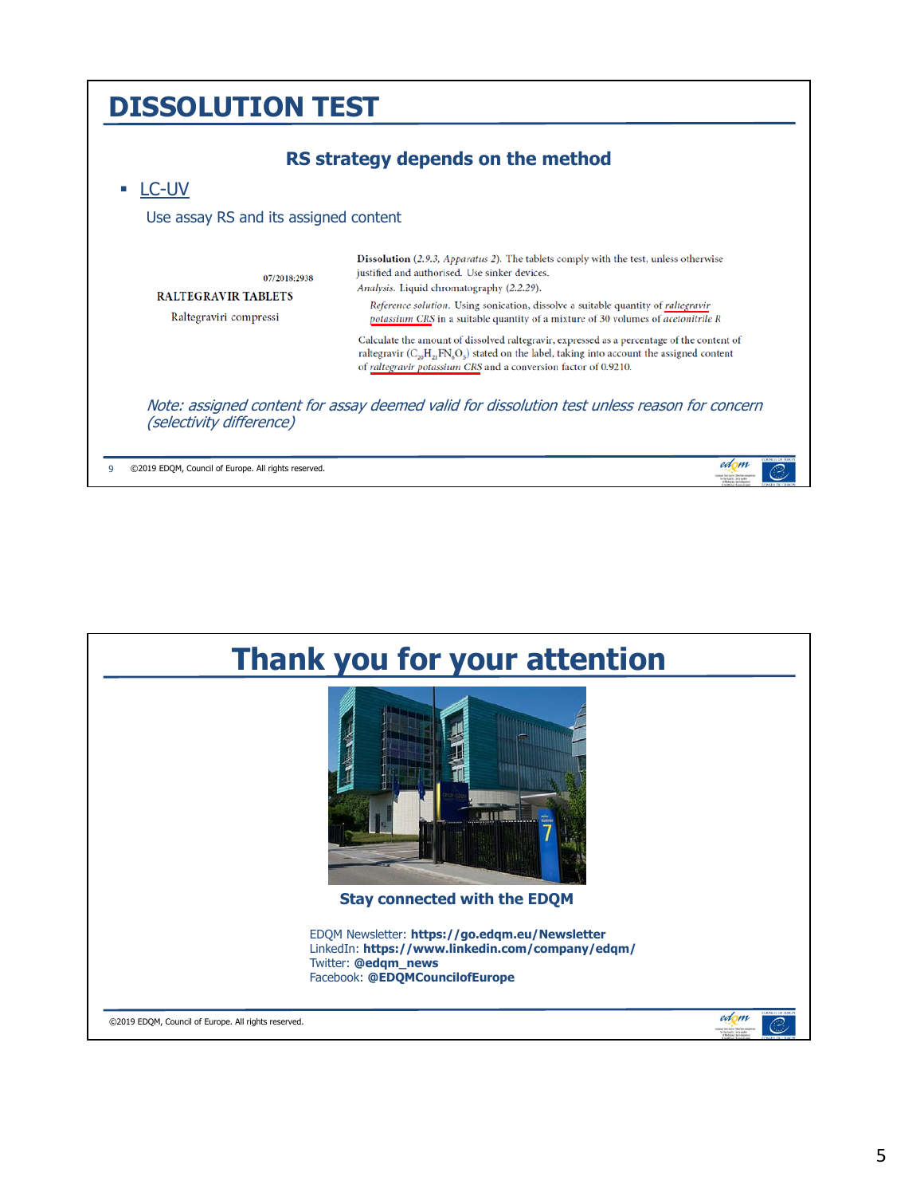# DISSOLUTION TEST

## RS strategy depends on the method

- LC-UV

  Use assay RS and its assigned content

07/2018:2938

**RALTEGRAVIR TABLETS**

Raltegraviri compressi

**Dissolution** (*2.9.3, Apparatus 2*). The tablets comply with the test, unless otherwise justified and authorised. Use sinker devices.

*Analysis*. Liquid chromatography (*2.2.29*).

*Reference solution*. Using sonication, dissolve a suitable quantity of *raltegravir potassium CRS* in a suitable quantity of a mixture of 30 volumes of *acetonitrile R*

Calculate the amount of dissolved raltegravir, expressed as a percentage of the content of raltegravir ($C_{20}H_{21}FN_6O_5$) stated on the label, taking into account the assigned content of *raltegravir potassium CRS* and a conversion factor of 0.9210.

*Note: assigned content for assay deemed valid for dissolution test unless reason for concern (selectivity difference)*

©2019 EDQM, Council of Europe. All rights reserved.

# Thank you for your attention

**Stay connected with the EDQM**

EDQM Newsletter: **https://go.edqm.eu/Newsletter**
LinkedIn: **https://www.linkedin.com/company/edqm/**
Twitter: **@edqm_news**
Facebook: **@EDQMCouncilofEurope**

©2019 EDQM, Council of Europe. All rights reserved.